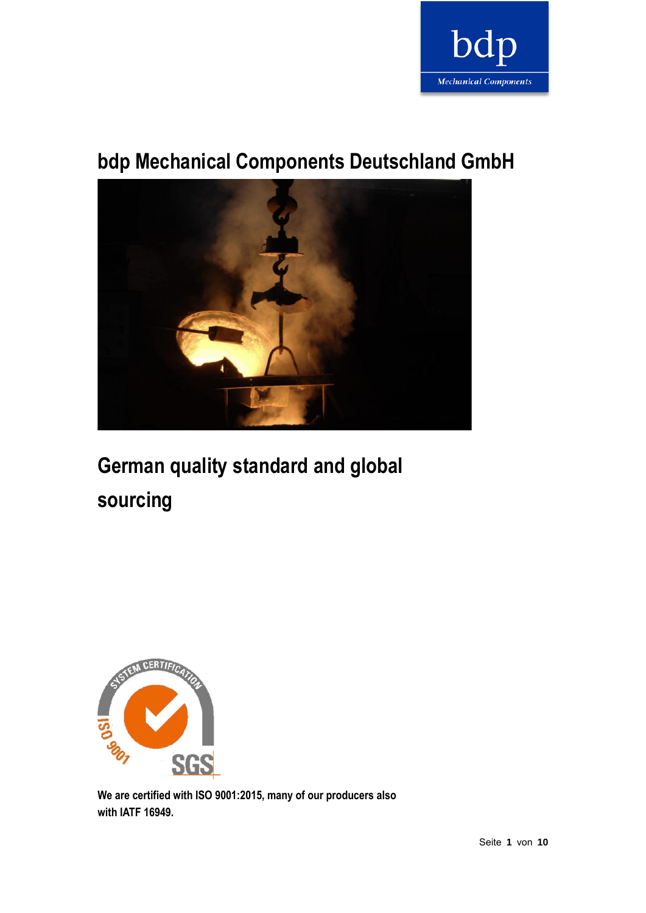# bdp Mechanical Components Deutschland GmbH

## German quality standard and global sourcing

**We are certified with ISO 9001:2015, many of our producers also with IATF 16949.**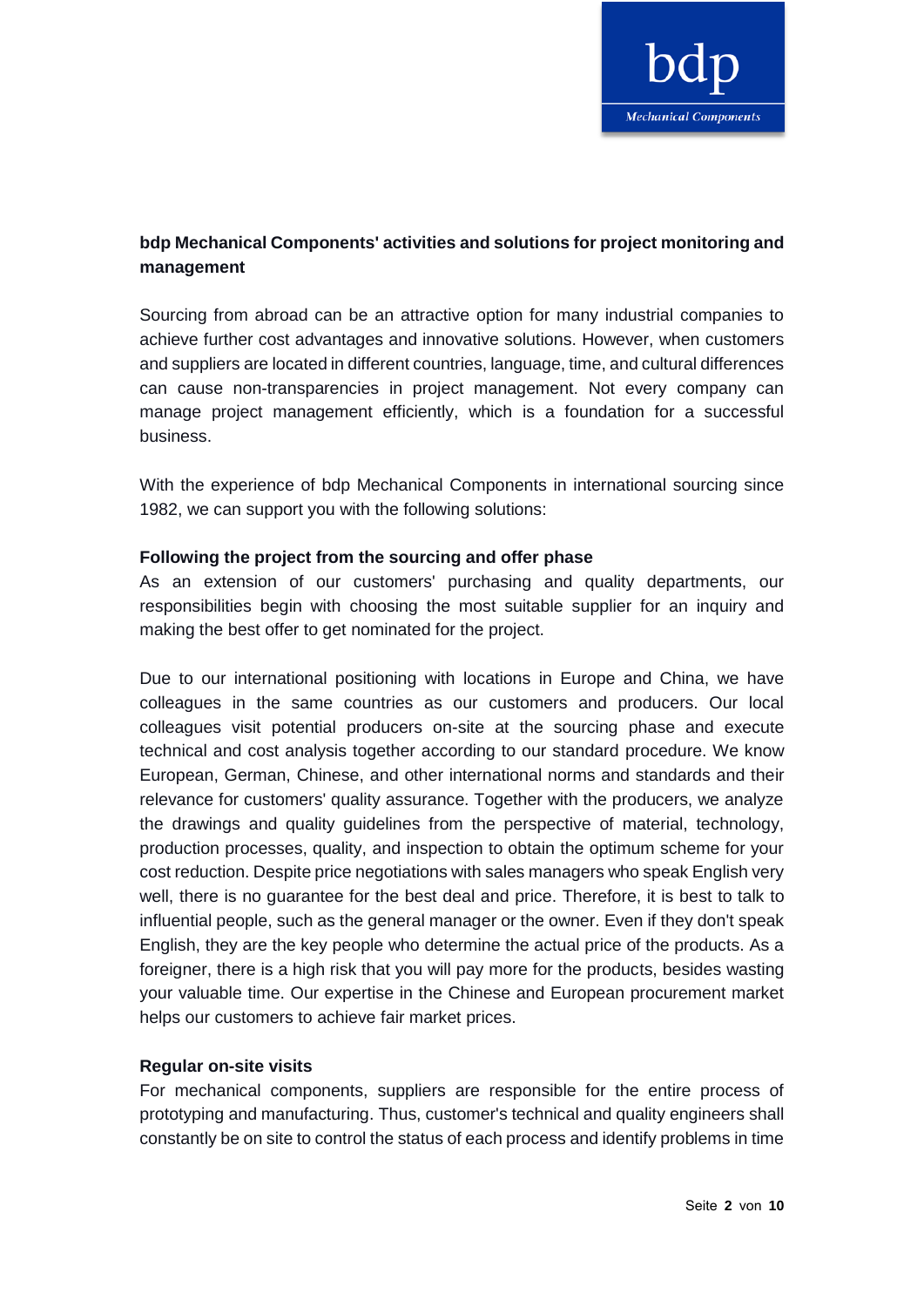**bdp Mechanical Components' activities and solutions for project monitoring and management**

Sourcing from abroad can be an attractive option for many industrial companies to achieve further cost advantages and innovative solutions. However, when customers and suppliers are located in different countries, language, time, and cultural differences can cause non-transparencies in project management. Not every company can manage project management efficiently, which is a foundation for a successful business.

With the experience of bdp Mechanical Components in international sourcing since 1982, we can support you with the following solutions:

**Following the project from the sourcing and offer phase**

As an extension of our customers' purchasing and quality departments, our responsibilities begin with choosing the most suitable supplier for an inquiry and making the best offer to get nominated for the project.

Due to our international positioning with locations in Europe and China, we have colleagues in the same countries as our customers and producers. Our local colleagues visit potential producers on-site at the sourcing phase and execute technical and cost analysis together according to our standard procedure. We know European, German, Chinese, and other international norms and standards and their relevance for customers' quality assurance. Together with the producers, we analyze the drawings and quality guidelines from the perspective of material, technology, production processes, quality, and inspection to obtain the optimum scheme for your cost reduction. Despite price negotiations with sales managers who speak English very well, there is no guarantee for the best deal and price. Therefore, it is best to talk to influential people, such as the general manager or the owner. Even if they don't speak English, they are the key people who determine the actual price of the products. As a foreigner, there is a high risk that you will pay more for the products, besides wasting your valuable time. Our expertise in the Chinese and European procurement market helps our customers to achieve fair market prices.

**Regular on-site visits**

For mechanical components, suppliers are responsible for the entire process of prototyping and manufacturing. Thus, customer's technical and quality engineers shall constantly be on site to control the status of each process and identify problems in time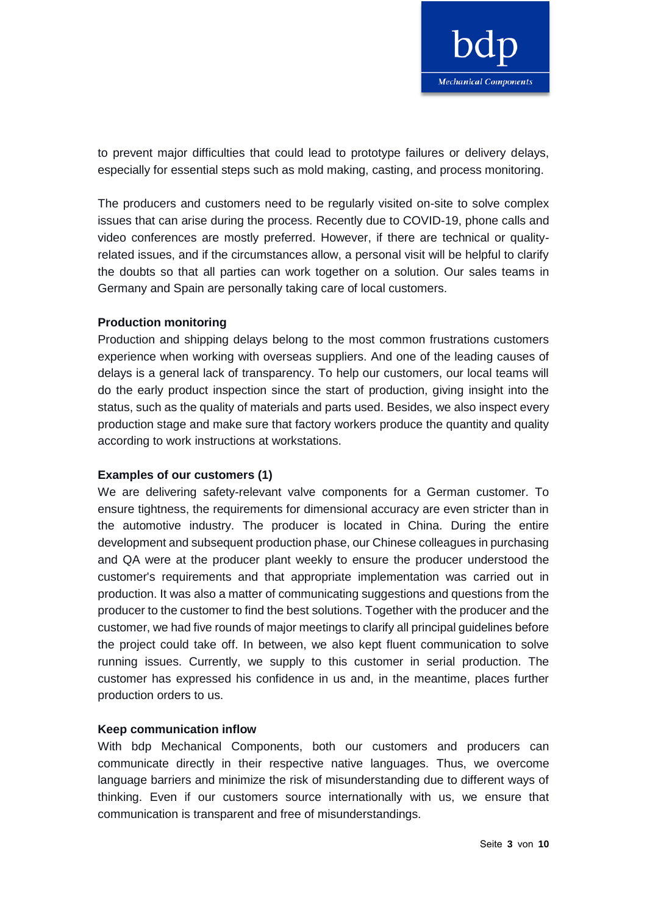to prevent major difficulties that could lead to prototype failures or delivery delays, especially for essential steps such as mold making, casting, and process monitoring.

The producers and customers need to be regularly visited on-site to solve complex issues that can arise during the process. Recently due to COVID-19, phone calls and video conferences are mostly preferred. However, if there are technical or quality-related issues, and if the circumstances allow, a personal visit will be helpful to clarify the doubts so that all parties can work together on a solution. Our sales teams in Germany and Spain are personally taking care of local customers.

**Production monitoring**

Production and shipping delays belong to the most common frustrations customers experience when working with overseas suppliers. And one of the leading causes of delays is a general lack of transparency. To help our customers, our local teams will do the early product inspection since the start of production, giving insight into the status, such as the quality of materials and parts used. Besides, we also inspect every production stage and make sure that factory workers produce the quantity and quality according to work instructions at workstations.

**Examples of our customers (1)**

We are delivering safety-relevant valve components for a German customer. To ensure tightness, the requirements for dimensional accuracy are even stricter than in the automotive industry. The producer is located in China. During the entire development and subsequent production phase, our Chinese colleagues in purchasing and QA were at the producer plant weekly to ensure the producer understood the customer's requirements and that appropriate implementation was carried out in production. It was also a matter of communicating suggestions and questions from the producer to the customer to find the best solutions. Together with the producer and the customer, we had five rounds of major meetings to clarify all principal guidelines before the project could take off. In between, we also kept fluent communication to solve running issues. Currently, we supply to this customer in serial production. The customer has expressed his confidence in us and, in the meantime, places further production orders to us.

**Keep communication inflow**

With bdp Mechanical Components, both our customers and producers can communicate directly in their respective native languages. Thus, we overcome language barriers and minimize the risk of misunderstanding due to different ways of thinking. Even if our customers source internationally with us, we ensure that communication is transparent and free of misunderstandings.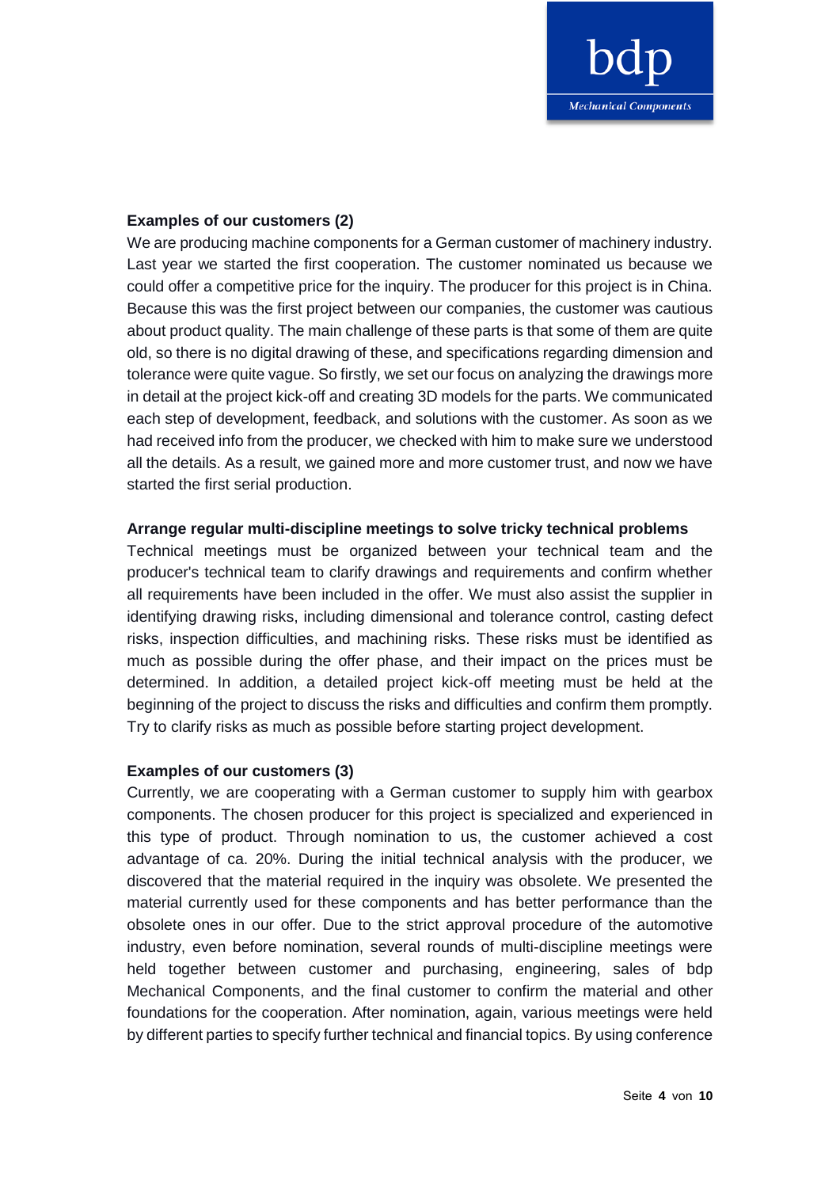**Examples of our customers (2)**

We are producing machine components for a German customer of machinery industry. Last year we started the first cooperation. The customer nominated us because we could offer a competitive price for the inquiry. The producer for this project is in China. Because this was the first project between our companies, the customer was cautious about product quality. The main challenge of these parts is that some of them are quite old, so there is no digital drawing of these, and specifications regarding dimension and tolerance were quite vague. So firstly, we set our focus on analyzing the drawings more in detail at the project kick-off and creating 3D models for the parts. We communicated each step of development, feedback, and solutions with the customer. As soon as we had received info from the producer, we checked with him to make sure we understood all the details. As a result, we gained more and more customer trust, and now we have started the first serial production.

**Arrange regular multi-discipline meetings to solve tricky technical problems**

Technical meetings must be organized between your technical team and the producer's technical team to clarify drawings and requirements and confirm whether all requirements have been included in the offer. We must also assist the supplier in identifying drawing risks, including dimensional and tolerance control, casting defect risks, inspection difficulties, and machining risks. These risks must be identified as much as possible during the offer phase, and their impact on the prices must be determined. In addition, a detailed project kick-off meeting must be held at the beginning of the project to discuss the risks and difficulties and confirm them promptly. Try to clarify risks as much as possible before starting project development.

**Examples of our customers (3)**

Currently, we are cooperating with a German customer to supply him with gearbox components. The chosen producer for this project is specialized and experienced in this type of product. Through nomination to us, the customer achieved a cost advantage of ca. 20%. During the initial technical analysis with the producer, we discovered that the material required in the inquiry was obsolete. We presented the material currently used for these components and has better performance than the obsolete ones in our offer. Due to the strict approval procedure of the automotive industry, even before nomination, several rounds of multi-discipline meetings were held together between customer and purchasing, engineering, sales of bdp Mechanical Components, and the final customer to confirm the material and other foundations for the cooperation. After nomination, again, various meetings were held by different parties to specify further technical and financial topics. By using conference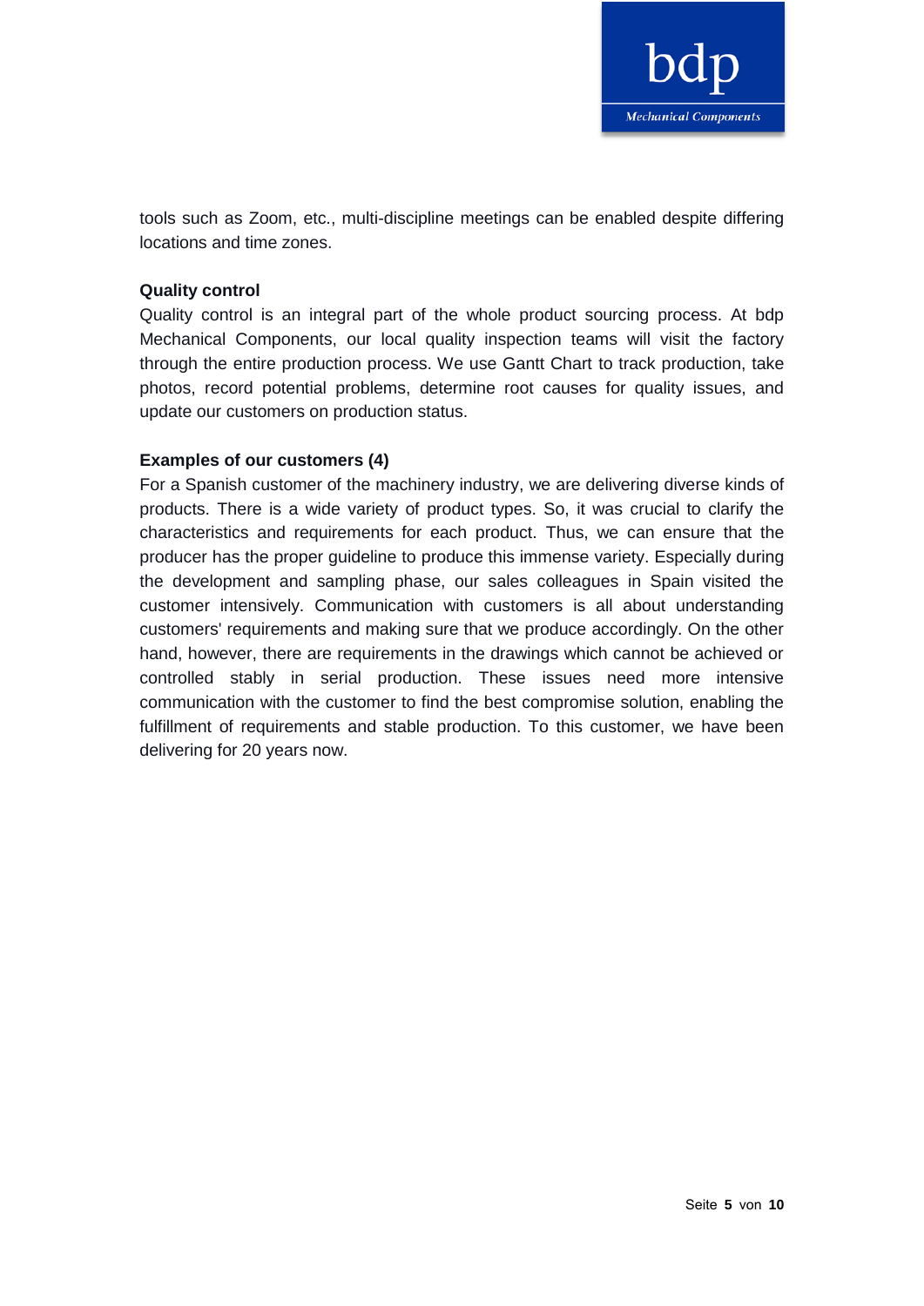tools such as Zoom, etc., multi-discipline meetings can be enabled despite differing locations and time zones.

**Quality control**

Quality control is an integral part of the whole product sourcing process. At bdp Mechanical Components, our local quality inspection teams will visit the factory through the entire production process. We use Gantt Chart to track production, take photos, record potential problems, determine root causes for quality issues, and update our customers on production status.

**Examples of our customers (4)**

For a Spanish customer of the machinery industry, we are delivering diverse kinds of products. There is a wide variety of product types. So, it was crucial to clarify the characteristics and requirements for each product. Thus, we can ensure that the producer has the proper guideline to produce this immense variety. Especially during the development and sampling phase, our sales colleagues in Spain visited the customer intensively. Communication with customers is all about understanding customers' requirements and making sure that we produce accordingly. On the other hand, however, there are requirements in the drawings which cannot be achieved or controlled stably in serial production. These issues need more intensive communication with the customer to find the best compromise solution, enabling the fulfillment of requirements and stable production. To this customer, we have been delivering for 20 years now.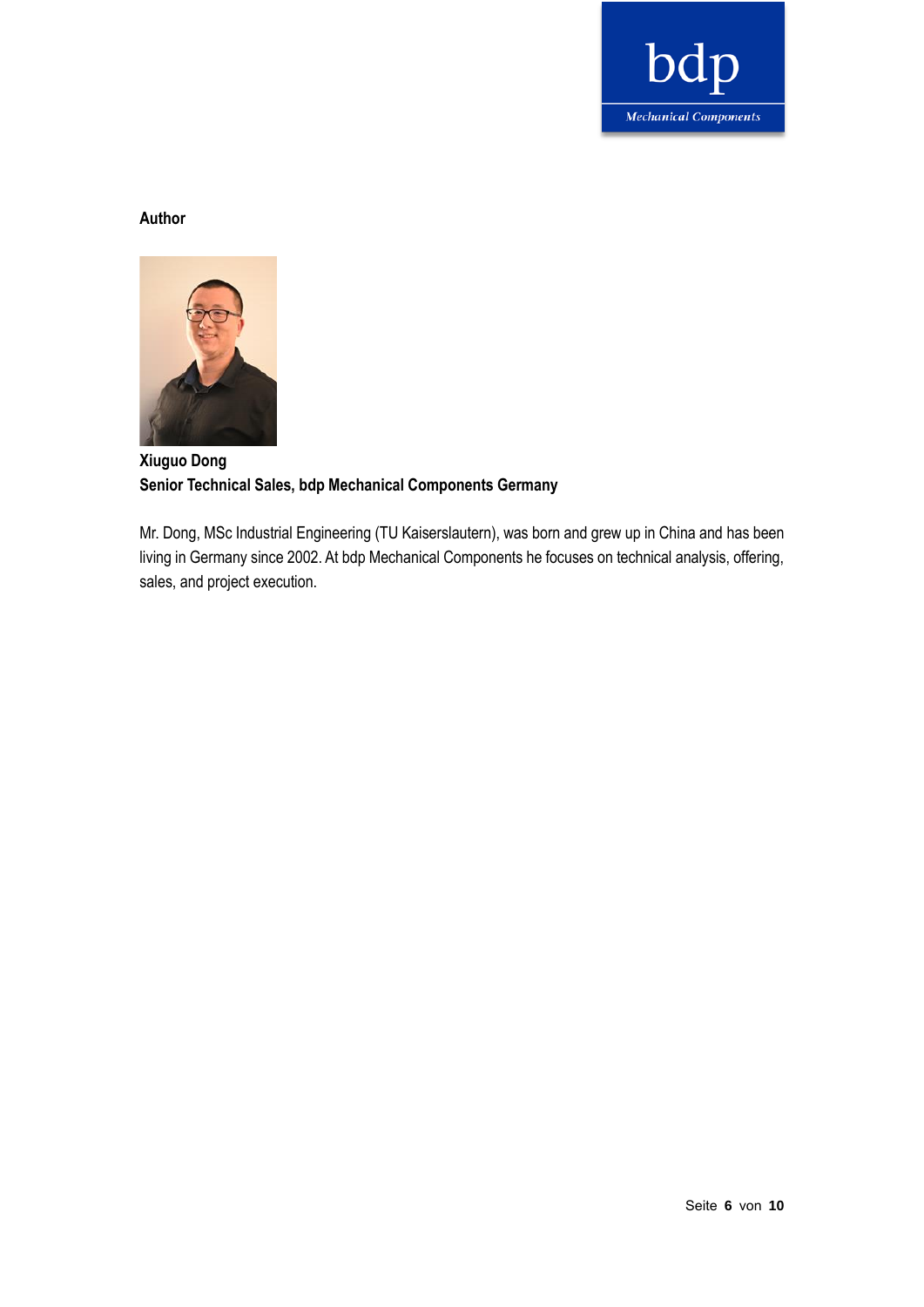## Author

**Xiuguo Dong**
**Senior Technical Sales, bdp Mechanical Components Germany**

Mr. Dong, MSc Industrial Engineering (TU Kaiserslautern), was born and grew up in China and has been living in Germany since 2002. At bdp Mechanical Components he focuses on technical analysis, offering, sales, and project execution.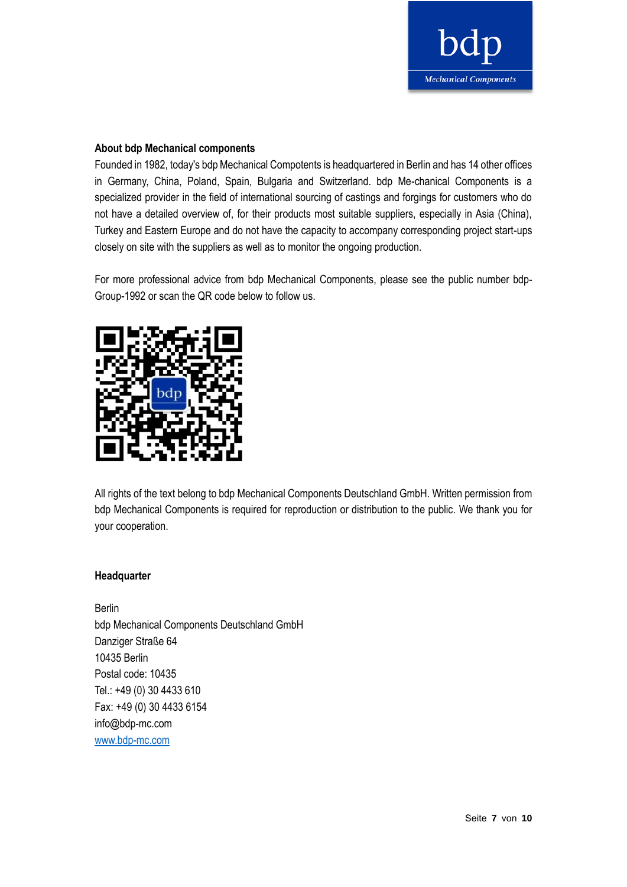**About bdp Mechanical components**

Founded in 1982, today's bdp Mechanical Compotents is headquartered in Berlin and has 14 other offices in Germany, China, Poland, Spain, Bulgaria and Switzerland. bdp Me-chanical Components is a specialized provider in the field of international sourcing of castings and forgings for customers who do not have a detailed overview of, for their products most suitable suppliers, especially in Asia (China), Turkey and Eastern Europe and do not have the capacity to accompany corresponding project start-ups closely on site with the suppliers as well as to monitor the ongoing production.

For more professional advice from bdp Mechanical Components, please see the public number bdp-Group-1992 or scan the QR code below to follow us.

All rights of the text belong to bdp Mechanical Components Deutschland GmbH. Written permission from bdp Mechanical Components is required for reproduction or distribution to the public. We thank you for your cooperation.

**Headquarter**

Berlin
bdp Mechanical Components Deutschland GmbH
Danziger Straße 64
10435 Berlin
Postal code: 10435
Tel.: +49 (0) 30 4433 610
Fax: +49 (0) 30 4433 6154
info@bdp-mc.com
[www.bdp-mc.com](http://www.bdp-mc.com)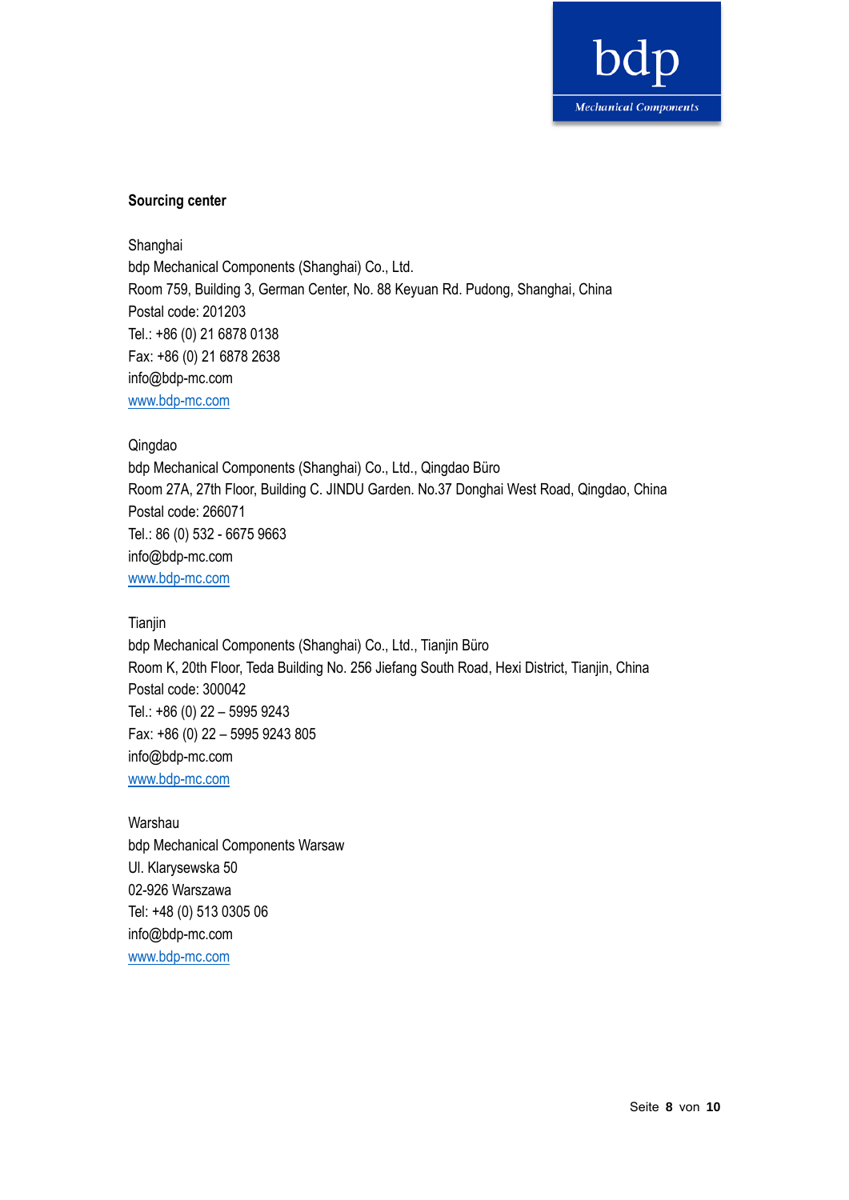**Sourcing center**

Shanghai
bdp Mechanical Components (Shanghai) Co., Ltd.
Room 759, Building 3, German Center, No. 88 Keyuan Rd. Pudong, Shanghai, China
Postal code: 201203
Tel.: +86 (0) 21 6878 0138
Fax: +86 (0) 21 6878 2638
info@bdp-mc.com
www.bdp-mc.com

Qingdao
bdp Mechanical Components (Shanghai) Co., Ltd., Qingdao Büro
Room 27A, 27th Floor, Building C. JINDU Garden. No.37 Donghai West Road, Qingdao, China
Postal code: 266071
Tel.: 86 (0) 532 - 6675 9663
info@bdp-mc.com
www.bdp-mc.com

Tianjin
bdp Mechanical Components (Shanghai) Co., Ltd., Tianjin Büro
Room K, 20th Floor, Teda Building No. 256 Jiefang South Road, Hexi District, Tianjin, China
Postal code: 300042
Tel.: +86 (0) 22 – 5995 9243
Fax: +86 (0) 22 – 5995 9243 805
info@bdp-mc.com
www.bdp-mc.com

Warshau
bdp Mechanical Components Warsaw
Ul. Klarysewska 50
02-926 Warszawa
Tel: +48 (0) 513 0305 06
info@bdp-mc.com
www.bdp-mc.com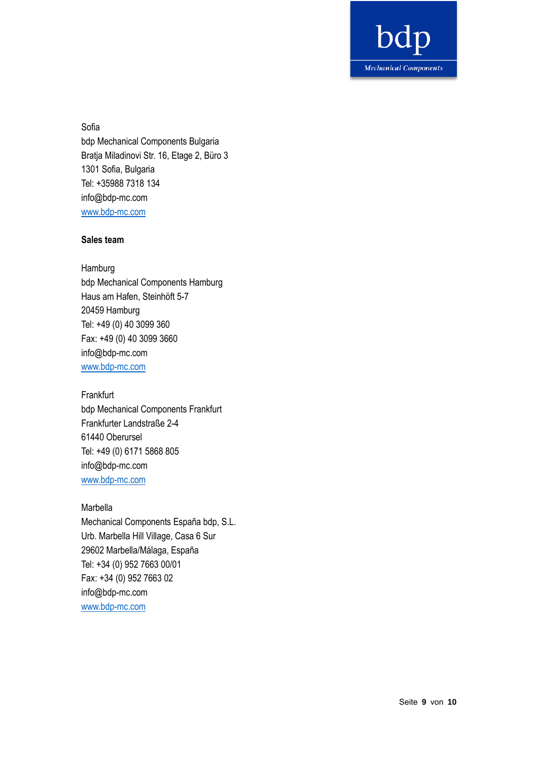Sofia
bdp Mechanical Components Bulgaria
Bratja Miladinovi Str. 16, Etage 2, Büro 3
1301 Sofia, Bulgaria
Tel: +35988 7318 134
info@bdp-mc.com
www.bdp-mc.com

**Sales team**

Hamburg
bdp Mechanical Components Hamburg
Haus am Hafen, Steinhöft 5-7
20459 Hamburg
Tel: +49 (0) 40 3099 360
Fax: +49 (0) 40 3099 3660
info@bdp-mc.com
www.bdp-mc.com

Frankfurt
bdp Mechanical Components Frankfurt
Frankfurter Landstraße 2-4
61440 Oberursel
Tel: +49 (0) 6171 5868 805
info@bdp-mc.com
www.bdp-mc.com

Marbella
Mechanical Components España bdp, S.L.
Urb. Marbella Hill Village, Casa 6 Sur
29602 Marbella/Málaga, España
Tel: +34 (0) 952 7663 00/01
Fax: +34 (0) 952 7663 02
info@bdp-mc.com
www.bdp-mc.com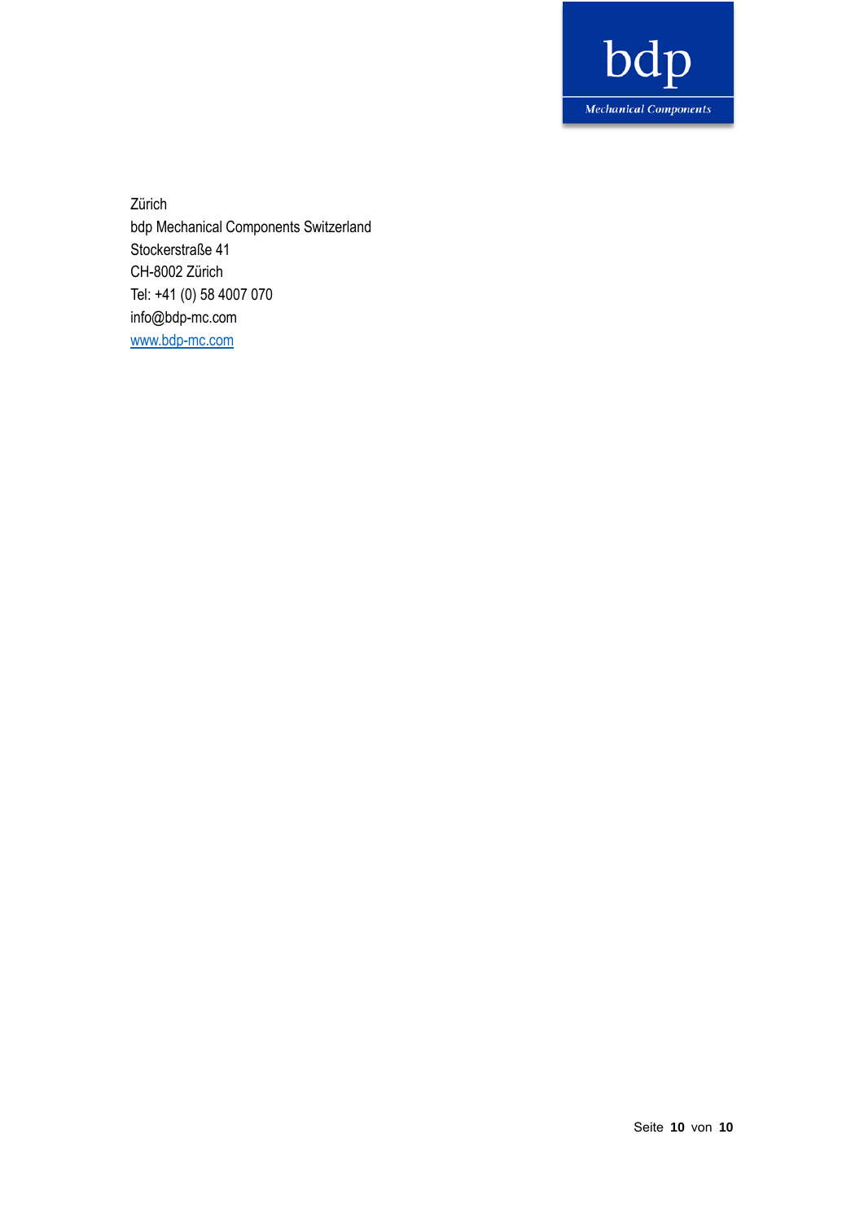Zürich
bdp Mechanical Components Switzerland
Stockerstraße 41
CH-8002 Zürich
Tel: +41 (0) 58 4007 070
info@bdp-mc.com
www.bdp-mc.com